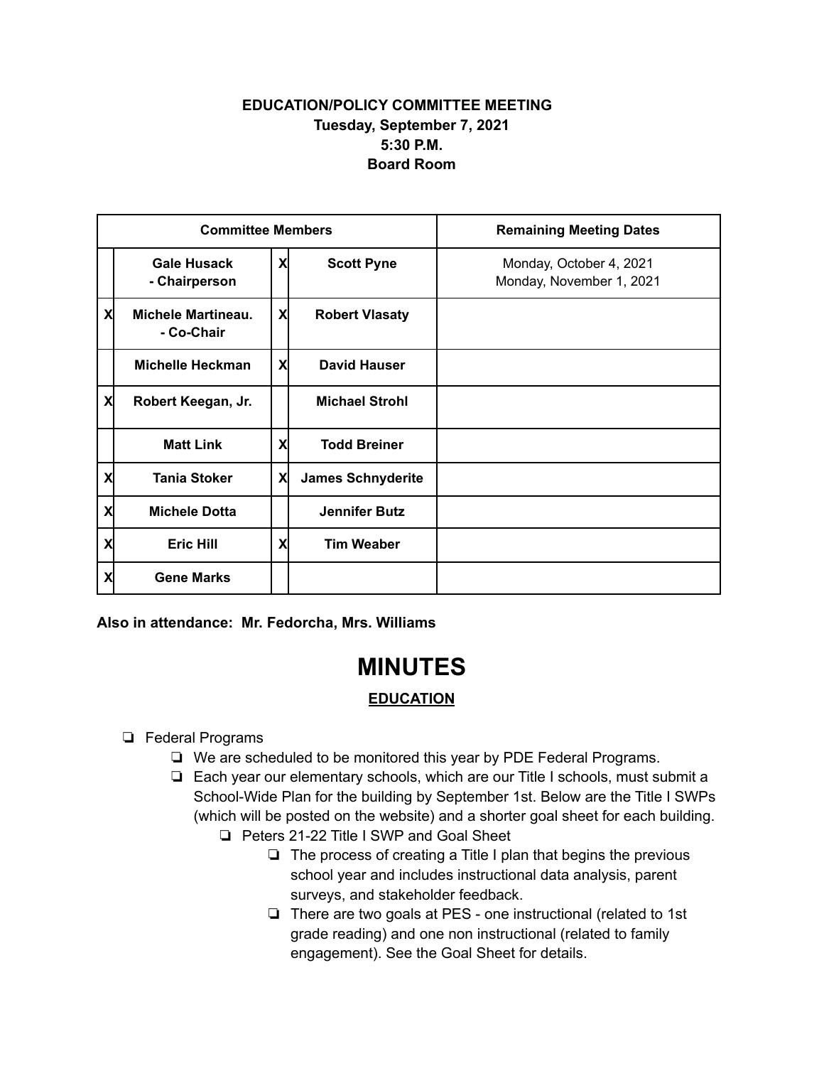**EDUCATION/POLICY COMMITTEE MEETING**
**Tuesday, September 7, 2021**
**5:30 P.M.**
**Board Room**

| Committee Members | | | | Remaining Meeting Dates |
|---|---|---|---|---|
| | **Gale Husack - Chairperson** | X | **Scott Pyne** | Monday, October 4, 2021<br>Monday, November 1, 2021 |
| X | **Michele Martineau. - Co-Chair** | X | **Robert Vlasaty** | |
| | **Michelle Heckman** | X | **David Hauser** | |
| X | **Robert Keegan, Jr.** | | **Michael Strohl** | |
| | **Matt Link** | X | **Todd Breiner** | |
| X | **Tania Stoker** | X | **James Schnyderite** | |
| X | **Michele Dotta** | | **Jennifer Butz** | |
| X | **Eric Hill** | X | **Tim Weaber** | |
| X | **Gene Marks** | | | |

**Also in attendance: Mr. Fedorcha, Mrs. Williams**

# MINUTES

## EDUCATION

- ❏ Federal Programs
  - ❏ We are scheduled to be monitored this year by PDE Federal Programs.
  - ❏ Each year our elementary schools, which are our Title I schools, must submit a School-Wide Plan for the building by September 1st. Below are the Title I SWPs (which will be posted on the website) and a shorter goal sheet for each building.
    - ❏ Peters 21-22 Title I SWP and Goal Sheet
      - ❏ The process of creating a Title I plan that begins the previous school year and includes instructional data analysis, parent surveys, and stakeholder feedback.
      - ❏ There are two goals at PES - one instructional (related to 1st grade reading) and one non instructional (related to family engagement). See the Goal Sheet for details.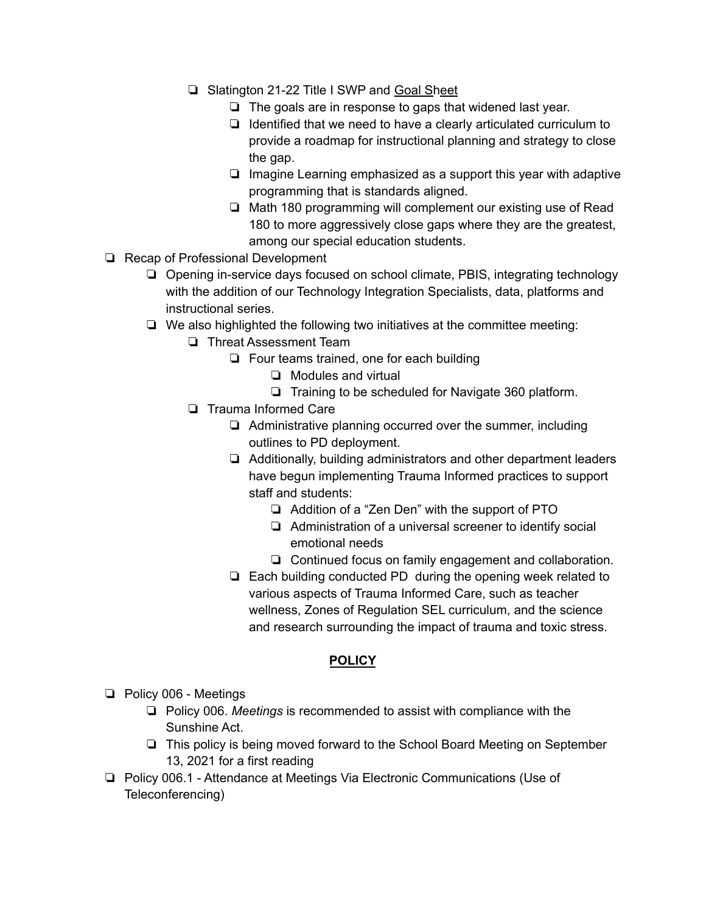- Slatington 21-22 Title I SWP and Goal Sheet
  - The goals are in response to gaps that widened last year.
  - Identified that we need to have a clearly articulated curriculum to provide a roadmap for instructional planning and strategy to close the gap.
  - Imagine Learning emphasized as a support this year with adaptive programming that is standards aligned.
  - Math 180 programming will complement our existing use of Read 180 to more aggressively close gaps where they are the greatest, among our special education students.
- Recap of Professional Development
  - Opening in-service days focused on school climate, PBIS, integrating technology with the addition of our Technology Integration Specialists, data, platforms and instructional series.
  - We also highlighted the following two initiatives at the committee meeting:
    - Threat Assessment Team
      - Four teams trained, one for each building
        - Modules and virtual
        - Training to be scheduled for Navigate 360 platform.
    - Trauma Informed Care
      - Administrative planning occurred over the summer, including outlines to PD deployment.
      - Additionally, building administrators and other department leaders have begun implementing Trauma Informed practices to support staff and students:
        - Addition of a "Zen Den" with the support of PTO
        - Administration of a universal screener to identify social emotional needs
        - Continued focus on family engagement and collaboration.
      - Each building conducted PD during the opening week related to various aspects of Trauma Informed Care, such as teacher wellness, Zones of Regulation SEL curriculum, and the science and research surrounding the impact of trauma and toxic stress.

## POLICY

- Policy 006 - Meetings
  - Policy 006. *Meetings* is recommended to assist with compliance with the Sunshine Act.
  - This policy is being moved forward to the School Board Meeting on September 13, 2021 for a first reading
- Policy 006.1 - Attendance at Meetings Via Electronic Communications (Use of Teleconferencing)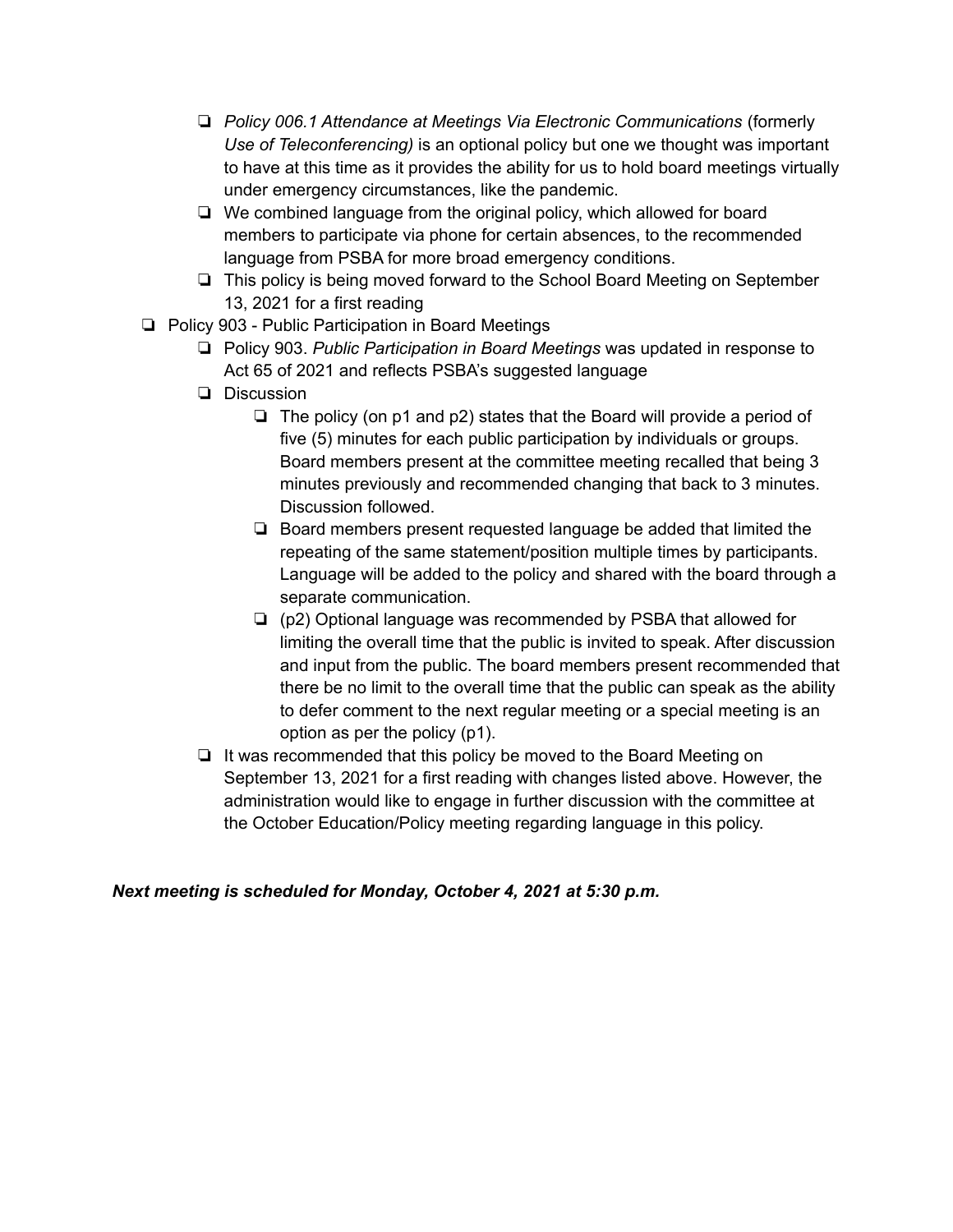- *Policy 006.1 Attendance at Meetings Via Electronic Communications* (formerly *Use of Teleconferencing)* is an optional policy but one we thought was important to have at this time as it provides the ability for us to hold board meetings virtually under emergency circumstances, like the pandemic.
    - We combined language from the original policy, which allowed for board members to participate via phone for certain absences, to the recommended language from PSBA for more broad emergency conditions.
    - This policy is being moved forward to the School Board Meeting on September 13, 2021 for a first reading
- Policy 903 - Public Participation in Board Meetings
    - Policy 903. *Public Participation in Board Meetings* was updated in response to Act 65 of 2021 and reflects PSBA's suggested language
    - Discussion
        - The policy (on p1 and p2) states that the Board will provide a period of five (5) minutes for each public participation by individuals or groups. Board members present at the committee meeting recalled that being 3 minutes previously and recommended changing that back to 3 minutes. Discussion followed.
        - Board members present requested language be added that limited the repeating of the same statement/position multiple times by participants. Language will be added to the policy and shared with the board through a separate communication.
        - (p2) Optional language was recommended by PSBA that allowed for limiting the overall time that the public is invited to speak. After discussion and input from the public. The board members present recommended that there be no limit to the overall time that the public can speak as the ability to defer comment to the next regular meeting or a special meeting is an option as per the policy (p1).
    - It was recommended that this policy be moved to the Board Meeting on September 13, 2021 for a first reading with changes listed above. However, the administration would like to engage in further discussion with the committee at the October Education/Policy meeting regarding language in this policy.

***Next meeting is scheduled for Monday, October 4, 2021 at 5:30 p.m.***